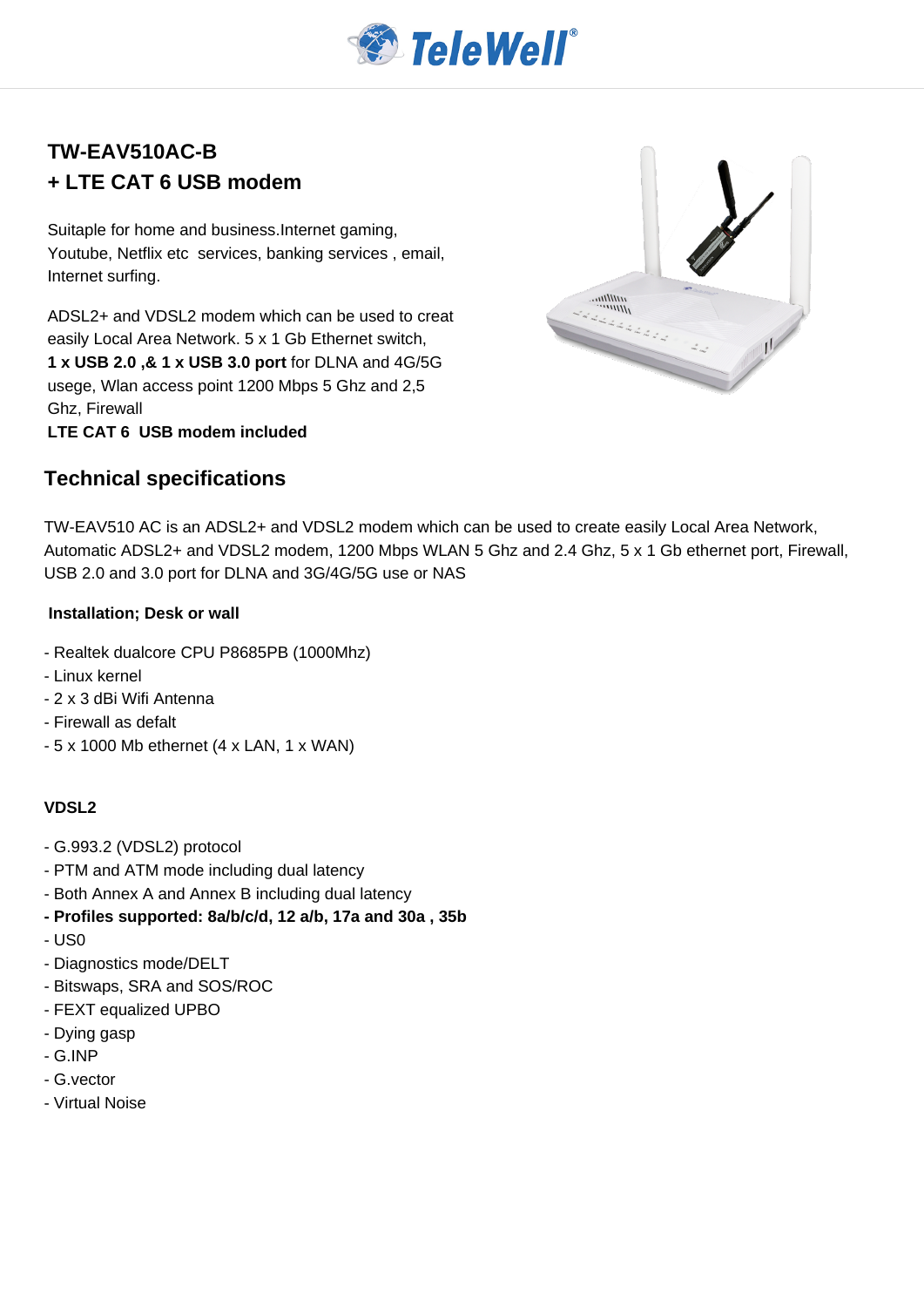# TW-EAV510AC-B
# + LTE CAT 6 USB modem

Suitaple for home and business.Internet gaming, Youtube, Netflix etc  services, banking services , email, Internet surfing.

ADSL2+ and VDSL2 modem which can be used to creat easily Local Area Network. 5 x 1 Gb Ethernet switch, **1 x USB 2.0 ,& 1 x USB 3.0 port** for DLNA and 4G/5G usege, Wlan access point 1200 Mbps 5 Ghz and 2,5 Ghz, Firewall
**LTE CAT 6  USB modem included**

## Technical specifications

TW-EAV510 AC is an ADSL2+ and VDSL2 modem which can be used to create easily Local Area Network, Automatic ADSL2+ and VDSL2 modem, 1200 Mbps WLAN 5 Ghz and 2.4 Ghz, 5 x 1 Gb ethernet port, Firewall, USB 2.0 and 3.0 port for DLNA and 3G/4G/5G use or NAS

**Installation; Desk or wall**

- Realtek dualcore CPU P8685PB (1000Mhz)
- Linux kernel
- 2 x 3 dBi Wifi Antenna
- Firewall as defalt
- 5 x 1000 Mb ethernet (4 x LAN, 1 x WAN)

**VDSL2**

- G.993.2 (VDSL2) protocol
- PTM and ATM mode including dual latency
- Both Annex A and Annex B including dual latency
- **Profiles supported: 8a/b/c/d, 12 a/b, 17a and 30a , 35b**
- US0
- Diagnostics mode/DELT
- Bitswaps, SRA and SOS/ROC
- FEXT equalized UPBO
- Dying gasp
- G.INP
- G.vector
- Virtual Noise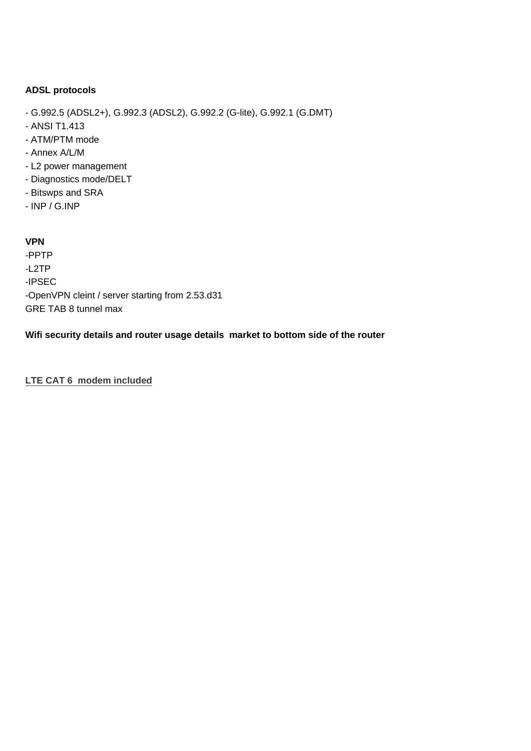**ADSL protocols**

- G.992.5 (ADSL2+), G.992.3 (ADSL2), G.992.2 (G-lite), G.992.1 (G.DMT)
- ANSI T1.413
- ATM/PTM mode
- Annex A/L/M
- L2 power management
- Diagnostics mode/DELT
- Bitswps and SRA
- INP / G.INP

**VPN**

-PPTP
-L2TP
-IPSEC
-OpenVPN cleint / server starting from 2.53.d31
GRE TAB 8 tunnel max

**Wifi security details and router usage details  market to bottom side of the router**

**LTE CAT 6  modem included**